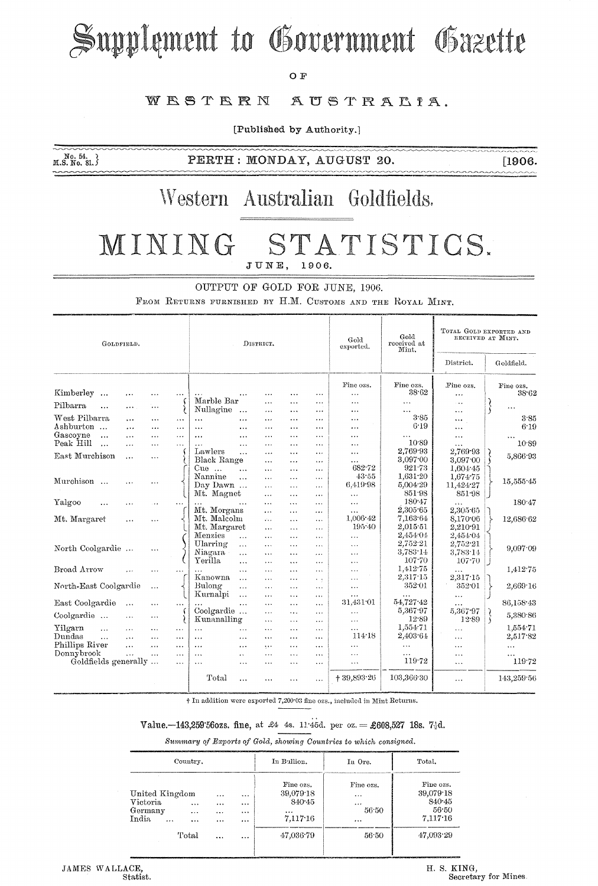# Supplement to Government Gazette

OF

# WESTERN AUSTRALIA.

[Published by Authority.]

No. 54. M.S. No. 81. | PERTH: MONDAY, AUGUST 20. | [1906.

# Western Australian Goldfields.

# MINING STATISTICS.

JUNE, 1906.

## OUTPUT OF GOLD FOR JUNE, 1906.

FROM RETURNS FURNISHED BY H.M. CUSTOMS AND THE ROYAL MINT.

| Goldfield. | District. | Gold exported. | Gold received at Mint. | Total Gold Exported and Received at Mint. | |
|---|---|---|---|---|---|
| | | | | District. | Goldfield. |
| | | Fine ozs. | Fine ozs. | Fine ozs. | Fine ozs. |
| Kimberley | ... | ... | 38·62 | ... | 38·62 |
| Pilbarra | Marble Bar | ... | ... | .. | ... |
| | Nullagine | ... | ... | ... | |
| West Pilbarra | ... | ... | 3·85 | ... | 3·85 |
| Ashburton | ... | ... | 6·19 | ... | 6·19 |
| Gascoyne | ... | ... | ... | ... | ... |
| Peak Hill | ... | ... | 10·89 | ... | 10·89 |
| East Murchison | Lawlers | ... | 2,769·93 | 2,769·93 | 5,866·93 |
| | Black Range | ... | 3,097·00 | 3,097·00 | |
| Murchison | Cue | 682·72 | 921·73 | 1,604·45 | 15,555·45 |
| | Nannine | 43·55 | 1,631·20 | 1,674·75 | |
| | Day Dawn | 6,419·98 | 5,004·29 | 11,424·27 | |
| | Mt. Magnet | ... | 851·98 | 851·98 | |
| Yalgoo | ... | ... | 180·47 | ... | 180·47 |
| Mt. Margaret | Mt. Morgans | ... | 2,305·65 | 2,305·65 | 12,686·62 |
| | Mt. Malcolm | 1,006·42 | 7,163·64 | 8,170·06 | |
| | Mt. Margaret | 195·40 | 2,015·51 | 2,210·91 | |
| North Coolgardie | Menzies | ... | 2,454·04 | 2,454·04 | 9,097·09 |
| | Ularring | ... | 2,752·21 | 2,752·21 | |
| | Niagara | ... | 3,783·14 | 3,783·14 | |
| | Yerilla | ... | 107·70 | 107·70 | |
| Broad Arrow | ... | ... | 1,412·75 | ... | 1,412·75 |
| North-East Coolgardie | Kanowna | ... | 2,317·15 | 2,317·15 | 2,669·16 |
| | Bulong | ... | 352·01 | 352·01 | |
| | Kurnalpi | ... | ... | ... | |
| East Coolgardie | ... | 31,431·01 | 54,727·42 | ... | 86,158·43 |
| Coolgardie | Coolgardie | ... | 5,367·97 | 5,367·97 | 5,380·86 |
| | Kunanalling | ... | 12·89 | 12·89 | |
| Yilgarn | ... | ... | 1,554·71 | ... | 1,554·71 |
| Dundas | ... | 114·18 | 2,403·64 | ... | 2,517·82 |
| Phillips River | ... | ... | ... | ... | ... |
| Donnybrook | ... | ... | ... | ... | ... |
| Goldfields generally | ... | ... | 119·72 | ... | 119·72 |
| | Total | † 39,893·26 | 103,366·30 | ... | 143,259·56 |

† In addition were exported 7,200·03 fine ozs., included in Mint Returns.

**Value.—143,259·56ozs. fine, at £4 4s. 11·45d. per oz. = £608,527 18s. 7½d.**

*Summary of Exports of Gold, showing Countries to which consigned.*

| Country. | In Bullion. | In Ore. | Total. |
|---|---|---|---|
| | Fine ozs. | Fine ozs. | Fine ozs. |
| United Kingdom | 39,079·18 | ... | 39,079·18 |
| Victoria | 840·45 | ... | 840·45 |
| Germany | ... | 56·50 | 56·50 |
| India | 7,117·16 | ... | 7,117·16 |
| Total | 47,036·79 | 56·50 | 47,093·29 |

JAMES WALLACE,
Statist.

H. S. KING,
Secretary for Mines.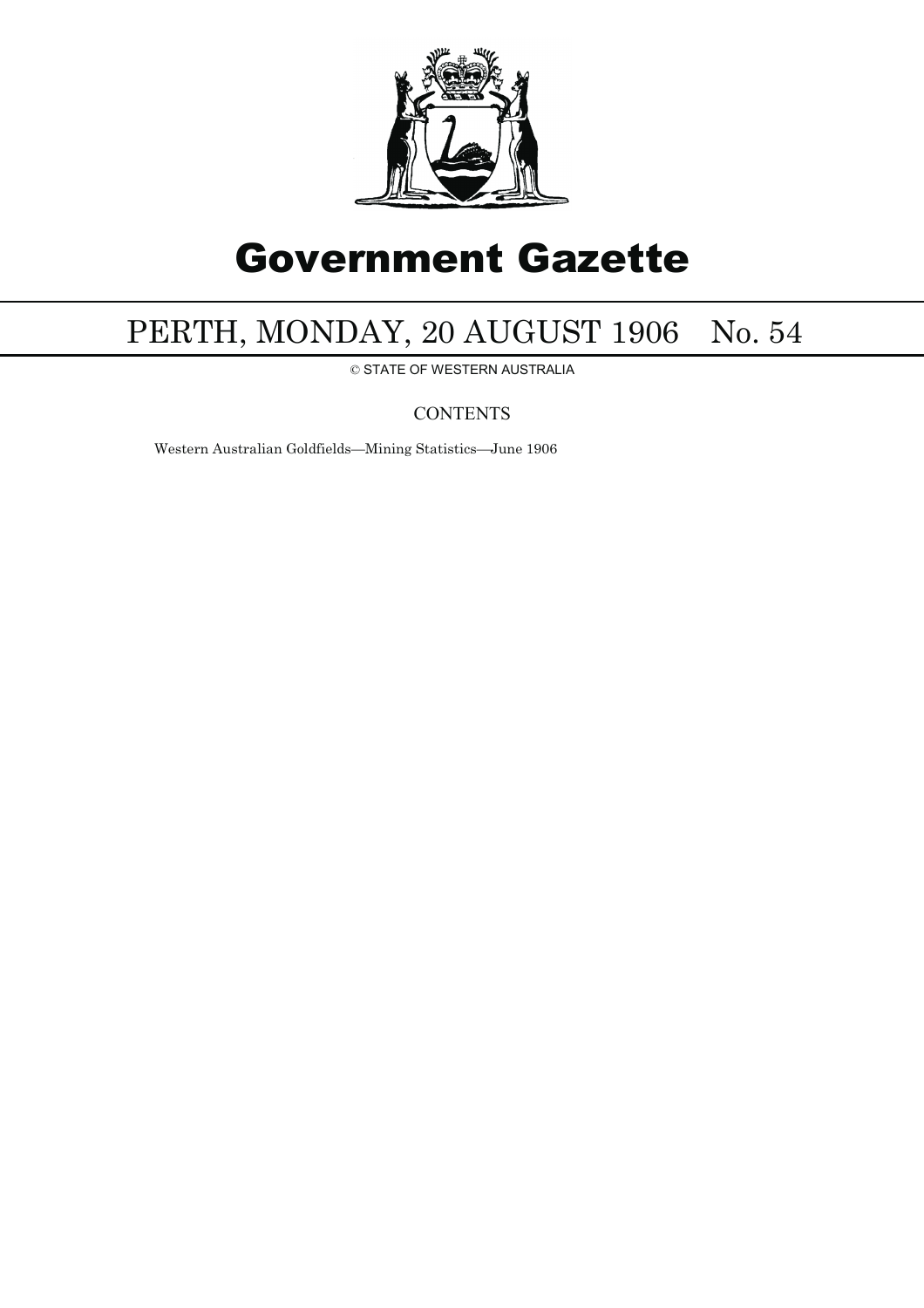# Government Gazette

## PERTH, MONDAY, 20 AUGUST 1906 No. 54

© STATE OF WESTERN AUSTRALIA

CONTENTS

Western Australian Goldfields—Mining Statistics—June 1906